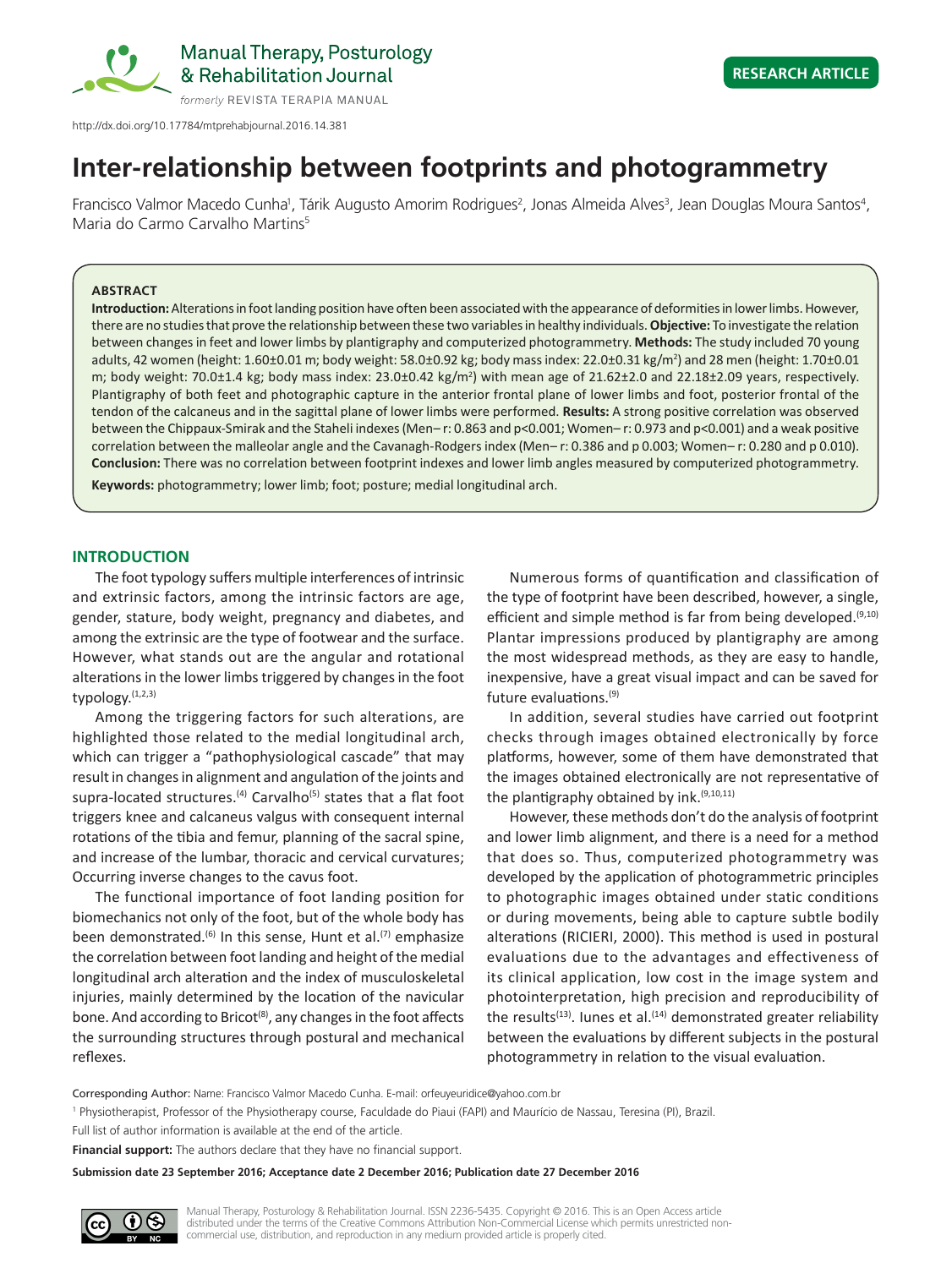RESEARCH ARTICLE

http://dx.doi.org/10.17784/mtprehabjournal.2016.14.381

# Inter-relationship between footprints and photogrammetry

Francisco Valmor Macedo Cunha[1], Tárik Augusto Amorim Rodrigues[2], Jonas Almeida Alves[3], Jean Douglas Moura Santos[4], Maria do Carmo Carvalho Martins[5]

## ABSTRACT

**Introduction:** Alterations in foot landing position have often been associated with the appearance of deformities in lower limbs. However, there are no studies that prove the relationship between these two variables in healthy individuals. **Objective:** To investigate the relation between changes in feet and lower limbs by plantigraphy and computerized photogrammetry. **Methods:** The study included 70 young adults, 42 women (height: 1.60±0.01 m; body weight: 58.0±0.92 kg; body mass index: 22.0±0.31 kg/m$^2$) and 28 men (height: 1.70±0.01 m; body weight: 70.0±1.4 kg; body mass index: 23.0±0.42 kg/m$^2$) with mean age of 21.62±2.0 and 22.18±2.09 years, respectively. Plantigaphy of both feet and photographic capture in the anterior frontal plane of lower limbs and foot, posterior frontal of the tendon of the calcaneus and in the sagittal plane of lower limbs were performed. **Results:** A strong positive correlation was observed between the Chippaux-Smirak and the Staheli indexes (Men– r: 0.863 and p<0.001; Women– r: 0.973 and p<0.001) and a weak positive correlation between the malleolar angle and the Cavanagh-Rodgers index (Men– r: 0.386 and p 0.003; Women– r: 0.280 and p 0.010). **Conclusion:** There was no correlation between footprint indexes and lower limb angles measured by computerized photogrammetry.

**Keywords:** photogrammetry; lower limb; foot; posture; medial longitudinal arch.

## INTRODUCTION

The foot typology suffers multiple interferences of intrinsic and extrinsic factors, among the intrinsic factors are age, gender, stature, body weight, pregnancy and diabetes, and among the extrinsic are the type of footwear and the surface. However, what stands out are the angular and rotational alterations in the lower limbs triggered by changes in the foot typology.[1,2,3]

Among the triggering factors for such alterations, are highlighted those related to the medial longitudinal arch, which can trigger a "pathophysiological cascade" that may result in changes in alignment and angulation of the joints and supra-located structures.[4] Carvalho[5] states that a flat foot triggers knee and calcaneus valgus with consequent internal rotations of the tibia and femur, planning of the sacral spine, and increase of the lumbar, thoracic and cervical curvatures; Occurring inverse changes to the cavus foot.

The functional importance of foot landing position for biomechanics not only of the foot, but of the whole body has been demonstrated.[6] In this sense, Hunt et al.[7] emphasize the correlation between foot landing and height of the medial longitudinal arch alteration and the index of musculoskeletal injuries, mainly determined by the location of the navicular bone. And according to Bricot[8], any changes in the foot affects the surrounding structures through postural and mechanical reflexes.

Numerous forms of quantification and classification of the type of footprint have been described, however, a single, efficient and simple method is far from being developed.[9,10] Plantar impressions produced by plantigraphy are among the most widespread methods, as they are easy to handle, inexpensive, have a great visual impact and can be saved for future evaluations.[9]

In addition, several studies have carried out footprint checks through images obtained electronically by force platforms, however, some of them have demonstrated that the images obtained electronically are not representative of the plantigraphy obtained by ink.[9,10,11]

However, these methods don't do the analysis of footprint and lower limb alignment, and there is a need for a method that does so. Thus, computerized photogrammetry was developed by the application of photogrammetric principles to photographic images obtained under static conditions or during movements, being able to capture subtle bodily alterations (RICIERI, 2000). This method is used in postural evaluations due to the advantages and effectiveness of its clinical application, low cost in the image system and photointerpretation, high precision and reproducibility of the results[13]. Iunes et al.[14] demonstrated greater reliability between the evaluations by different subjects in the postural photogrammetry in relation to the visual evaluation.

Corresponding Author: Name: Francisco Valmor Macedo Cunha. E-mail: orfeuyeuridice@yahoo.com.br

[1] Physiotherapist, Professor of the Physiotherapy course, Faculdade do Piaui (FAPI) and Maurício de Nassau, Teresina (PI), Brazil.

Full list of author information is available at the end of the article.

**Financial support:** The authors declare that they have no financial support.

**Submission date 23 September 2016; Acceptance date 2 December 2016; Publication date 27 December 2016**

Manual Therapy, Posturology & Rehabilitation Journal. ISSN 2236-5435. Copyright © 2016. This is an Open Access article distributed under the terms of the Creative Commons Attribution Non-Commercial License which permits unrestricted non-commercial use, distribution, and reproduction in any medium provided article is properly cited.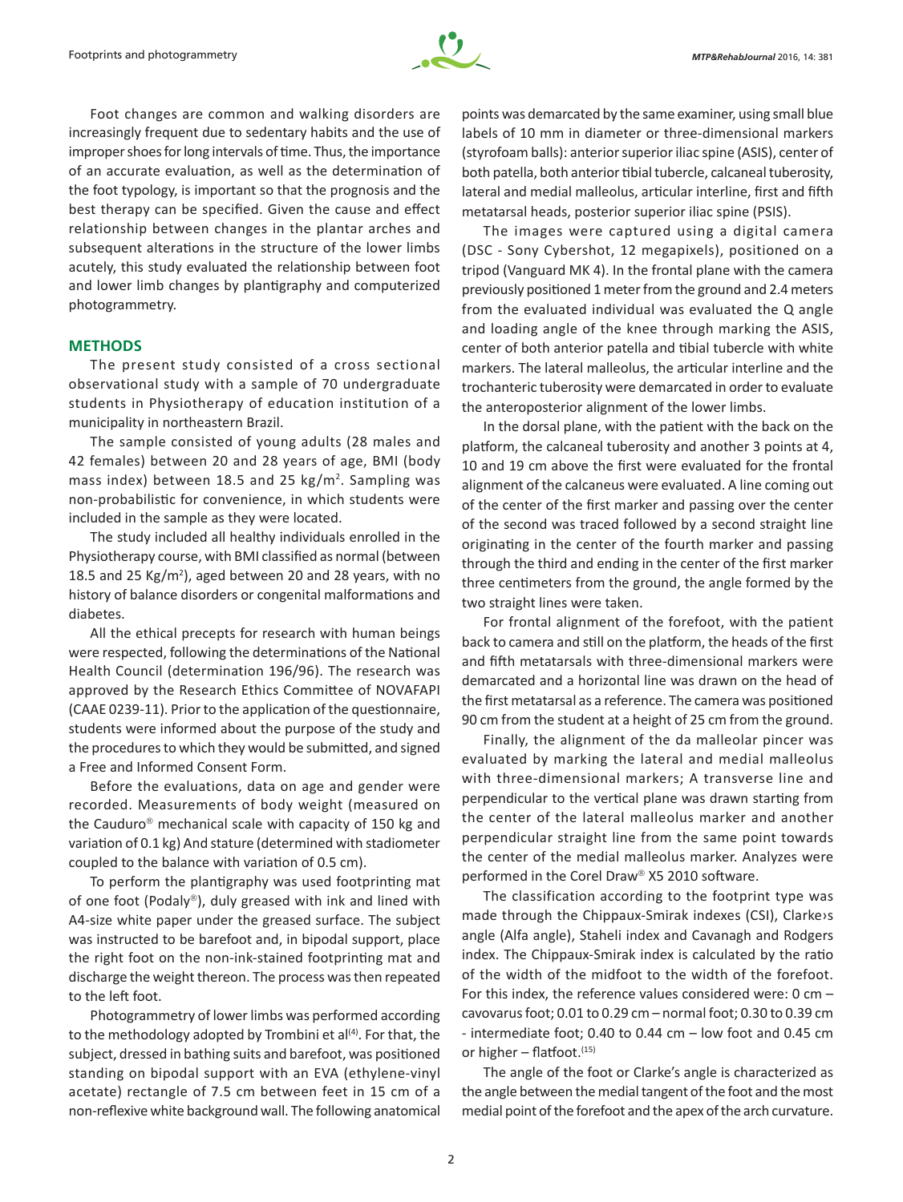Foot changes are common and walking disorders are increasingly frequent due to sedentary habits and the use of improper shoes for long intervals of time. Thus, the importance of an accurate evaluation, as well as the determination of the foot typology, is important so that the prognosis and the best therapy can be specified. Given the cause and effect relationship between changes in the plantar arches and subsequent alterations in the structure of the lower limbs acutely, this study evaluated the relationship between foot and lower limb changes by plantigraphy and computerized photogrammetry.

## METHODS

The present study consisted of a cross sectional observational study with a sample of 70 undergraduate students in Physiotherapy of education institution of a municipality in northeastern Brazil.

The sample consisted of young adults (28 males and 42 females) between 20 and 28 years of age, BMI (body mass index) between 18.5 and 25 kg/m$^2$. Sampling was non-probabilistic for convenience, in which students were included in the sample as they were located.

The study included all healthy individuals enrolled in the Physiotherapy course, with BMI classified as normal (between 18.5 and 25 Kg/m$^2$), aged between 20 and 28 years, with no history of balance disorders or congenital malformations and diabetes.

All the ethical precepts for research with human beings were respected, following the determinations of the National Health Council (determination 196/96). The research was approved by the Research Ethics Committee of NOVAFAPI (CAAE 0239-11). Prior to the application of the questionnaire, students were informed about the purpose of the study and the procedures to which they would be submitted, and signed a Free and Informed Consent Form.

Before the evaluations, data on age and gender were recorded. Measurements of body weight (measured on the Cauduro® mechanical scale with capacity of 150 kg and variation of 0.1 kg) And stature (determined with stadiometer coupled to the balance with variation of 0.5 cm).

To perform the plantigraphy was used footprinting mat of one foot (Podaly®), duly greased with ink and lined with A4-size white paper under the greased surface. The subject was instructed to be barefoot and, in bipodal support, place the right foot on the non-ink-stained footprinting mat and discharge the weight thereon. The process was then repeated to the left foot.

Photogrammetry of lower limbs was performed according to the methodology adopted by Trombini et al[4]. For that, the subject, dressed in bathing suits and barefoot, was positioned standing on bipodal support with an EVA (ethylene-vinyl acetate) rectangle of 7.5 cm between feet in 15 cm of a non-reflexive white background wall. The following anatomical points was demarcated by the same examiner, using small blue labels of 10 mm in diameter or three-dimensional markers (styrofoam balls): anterior superior iliac spine (ASIS), center of both patella, both anterior tibial tubercle, calcaneal tuberosity, lateral and medial malleolus, articular interline, first and fifth metatarsal heads, posterior superior iliac spine (PSIS).

The images were captured using a digital camera (DSC - Sony Cybershot, 12 megapixels), positioned on a tripod (Vanguard MK 4). In the frontal plane with the camera previously positioned 1 meter from the ground and 2.4 meters from the evaluated individual was evaluated the Q angle and loading angle of the knee through marking the ASIS, center of both anterior patella and tibial tubercle with white markers. The lateral malleolus, the articular interline and the trochanteric tuberosity were demarcated in order to evaluate the anteroposterior alignment of the lower limbs.

In the dorsal plane, with the patient with the back on the platform, the calcaneal tuberosity and another 3 points at 4, 10 and 19 cm above the first were evaluated for the frontal alignment of the calcaneus were evaluated. A line coming out of the center of the first marker and passing over the center of the second was traced followed by a second straight line originating in the center of the fourth marker and passing through the third and ending in the center of the first marker three centimeters from the ground, the angle formed by the two straight lines were taken.

For frontal alignment of the forefoot, with the patient back to camera and still on the platform, the heads of the first and fifth metatarsals with three-dimensional markers were demarcated and a horizontal line was drawn on the head of the first metatarsal as a reference. The camera was positioned 90 cm from the student at a height of 25 cm from the ground.

Finally, the alignment of the da malleolar pincer was evaluated by marking the lateral and medial malleolus with three-dimensional markers; A transverse line and perpendicular to the vertical plane was drawn starting from the center of the lateral malleolus marker and another perpendicular straight line from the same point towards the center of the medial malleolus marker. Analyzes were performed in the Corel Draw® X5 2010 software.

The classification according to the footprint type was made through the Chippaux-Smirak indexes (CSI), Clarke›s angle (Alfa angle), Staheli index and Cavanagh and Rodgers index. The Chippaux-Smirak index is calculated by the ratio of the width of the midfoot to the width of the forefoot. For this index, the reference values considered were: 0 cm – cavovarus foot; 0.01 to 0.29 cm – normal foot; 0.30 to 0.39 cm - intermediate foot; 0.40 to 0.44 cm – low foot and 0.45 cm or higher – flatfoot.[15]

The angle of the foot or Clarke's angle is characterized as the angle between the medial tangent of the foot and the most medial point of the forefoot and the apex of the arch curvature.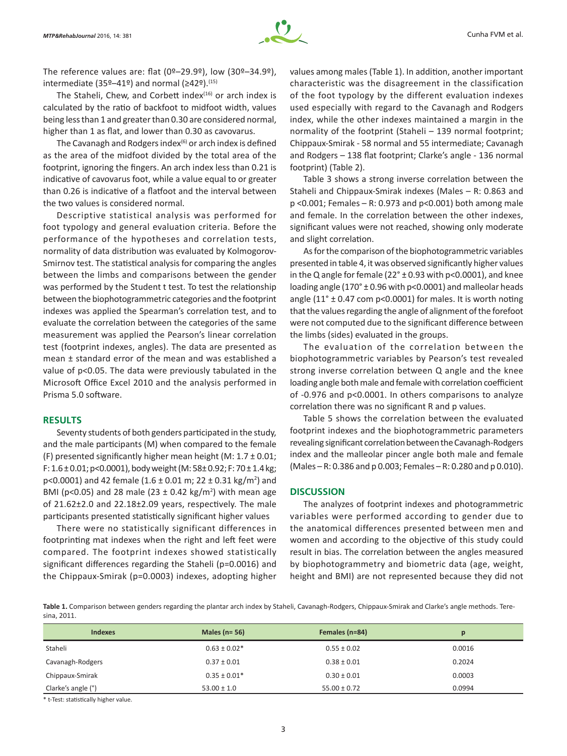The reference values are: flat (0º–29.9º), low (30º–34.9º), intermediate (35º–41º) and normal (≥42º).[15]

The Staheli, Chew, and Corbett index[16] or arch index is calculated by the ratio of backfoot to midfoot width, values being less than 1 and greater than 0.30 are considered normal, higher than 1 as flat, and lower than 0.30 as cavovarus.

The Cavanagh and Rodgers index[6] or arch index is defined as the area of the midfoot divided by the total area of the footprint, ignoring the fingers. An arch index less than 0.21 is indicative of cavovarus foot, while a value equal to or greater than 0.26 is indicative of a flatfoot and the interval between the two values is considered normal.

Descriptive statistical analysis was performed for foot typology and general evaluation criteria. Before the performance of the hypotheses and correlation tests, normality of data distribution was evaluated by Kolmogorov-Smirnov test. The statistical analysis for comparing the angles between the limbs and comparisons between the gender was performed by the Student t test. To test the relationship between the biophotogrammetric categories and the footprint indexes was applied the Spearman's correlation test, and to evaluate the correlation between the categories of the same measurement was applied the Pearson's linear correlation test (footprint indexes, angles). The data are presented as mean ± standard error of the mean and was established a value of $p<0.05$. The data were previously tabulated in the Microsoft Office Excel 2010 and the analysis performed in Prisma 5.0 software.

## RESULTS

Seventy students of both genders participated in the study, and the male participants (M) when compared to the female (F) presented significantly higher mean height (M: 1.7 ± 0.01; F: 1.6 ± 0.01; $p<0.0001$), body weight (M: 58 ± 0.92; F: 70 ± 1.4 kg; $p<0.0001$) and 42 female (1.6 ± 0.01 m; 22 ± 0.31 kg/m$^2$) and BMI ($p<0.05$) and 28 male (23 ± 0.42 kg/m$^2$) with mean age of 21.62±2.0 and 22.18±2.09 years, respectively. The male participants presented statistically significant higher values

There were no statistically significant differences in footprinting mat indexes when the right and left feet were compared. The footprint indexes showed statistically significant differences regarding the Staheli ($p=0.0016$) and the Chippaux-Smirak ($p=0.0003$) indexes, adopting higher values among males (Table 1). In addition, another important characteristic was the disagreement in the classification of the foot typology by the different evaluation indexes used especially with regard to the Cavanagh and Rodgers index, while the other indexes maintained a margin in the normality of the footprint (Staheli – 139 normal footprint; Chippaux-Smirak - 58 normal and 55 intermediate; Cavanagh and Rodgers – 138 flat footprint; Clarke's angle - 136 normal footprint) (Table 2).

Table 3 shows a strong inverse correlation between the Staheli and Chippaux-Smirak indexes (Males – R: 0.863 and $p<0.001$; Females – R: 0.973 and $p<0.001$) both among male and female. In the correlation between the other indexes, significant values were not reached, showing only moderate and slight correlation.

As for the comparison of the biophotogrammetric variables presented in table 4, it was observed significantly higher values in the Q angle for female (22° ± 0.93 with $p<0.0001$), and knee loading angle (170° ± 0.96 with $p<0.0001$) and malleolar heads angle (11° ± 0.47 com $p<0.0001$) for males. It is worth noting that the values regarding the angle of alignment of the forefoot were not computed due to the significant difference between the limbs (sides) evaluated in the groups.

The evaluation of the correlation between the biophotogrammetric variables by Pearson's test revealed strong inverse correlation between Q angle and the knee loading angle both male and female with correlation coefficient of -0.976 and $p<0.0001$. In others comparisons to analyze correlation there was no significant R and p values.

Table 5 shows the correlation between the evaluated footprint indexes and the biophotogrammetric parameters revealing significant correlation between the Cavanagh-Rodgers index and the malleolar pincer angle both male and female (Males – R: 0.386 and p 0.003; Females – R: 0.280 and p 0.010).

## DISCUSSION

The analyzes of footprint indexes and photogrammetric variables were performed according to gender due to the anatomical differences presented between men and women and according to the objective of this study could result in bias. The correlation between the angles measured by biophotogrammetry and biometric data (age, weight, height and BMI) are not represented because they did not

**Table 1.** Comparison between genders regarding the plantar arch index by Staheli, Cavanagh-Rodgers, Chippaux-Smirak and Clarke's angle methods. Teresina, 2011.

| Indexes | Males (n= 56) | Females (n=84) | p |
|---|---|---|---|
| Staheli | 0.63 ± 0.02* | 0.55 ± 0.02 | 0.0016 |
| Cavanagh-Rodgers | 0.37 ± 0.01 | 0.38 ± 0.01 | 0.2024 |
| Chippaux-Smirak | 0.35 ± 0.01* | 0.30 ± 0.01 | 0.0003 |
| Clarke's angle (°) | 53.00 ± 1.0 | 55.00 ± 0.72 | 0.0994 |

\* t-Test: statistically higher value.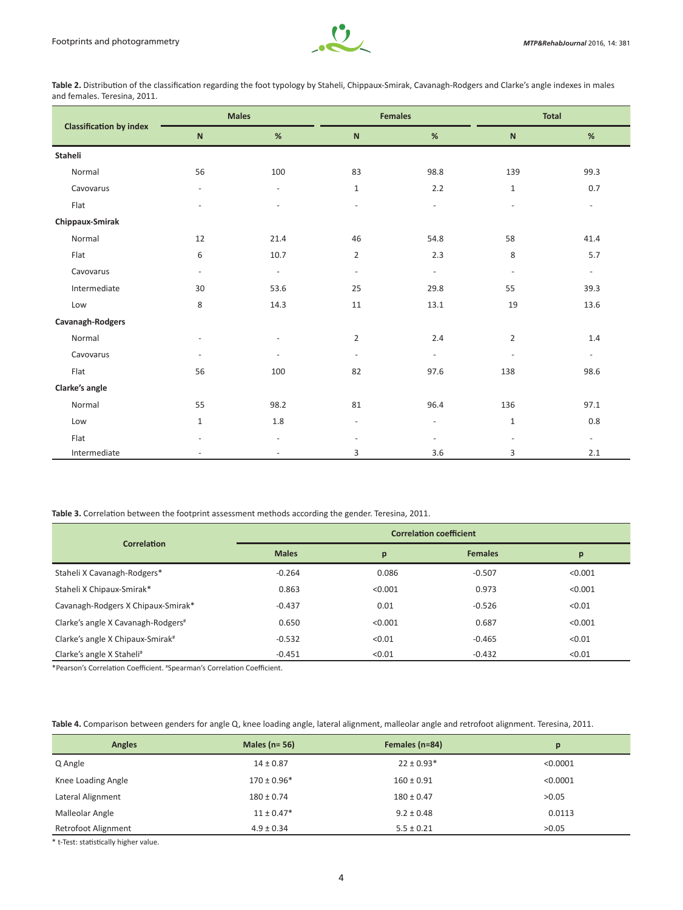**Table 2.** Distribution of the classification regarding the foot typology by Staheli, Chippaux-Smirak, Cavanagh-Rodgers and Clarke's angle indexes in males and females. Teresina, 2011.

| Classification by index | Males | | Females | | Total | |
|---|---|---|---|---|---|---|
| | N | % | N | % | N | % |
| **Staheli** | | | | | | |
| Normal | 56 | 100 | 83 | 98.8 | 139 | 99.3 |
| Cavovarus | - | - | 1 | 2.2 | 1 | 0.7 |
| Flat | - | - | - | - | - | - |
| **Chippaux-Smirak** | | | | | | |
| Normal | 12 | 21.4 | 46 | 54.8 | 58 | 41.4 |
| Flat | 6 | 10.7 | 2 | 2.3 | 8 | 5.7 |
| Cavovarus | - | - | - | - | - | - |
| Intermediate | 30 | 53.6 | 25 | 29.8 | 55 | 39.3 |
| Low | 8 | 14.3 | 11 | 13.1 | 19 | 13.6 |
| **Cavanagh-Rodgers** | | | | | | |
| Normal | - | - | 2 | 2.4 | 2 | 1.4 |
| Cavovarus | - | - | - | - | - | - |
| Flat | 56 | 100 | 82 | 97.6 | 138 | 98.6 |
| **Clarke's angle** | | | | | | |
| Normal | 55 | 98.2 | 81 | 96.4 | 136 | 97.1 |
| Low | 1 | 1.8 | - | - | 1 | 0.8 |
| Flat | - | - | - | - | - | - |
| Intermediate | - | - | 3 | 3.6 | 3 | 2.1 |

**Table 3.** Correlation between the footprint assessment methods according the gender. Teresina, 2011.

| Correlation | Correlation coefficient | | | |
|---|---|---|---|---|
| | Males | p | Females | p |
| Staheli X Cavanagh-Rodgers* | -0.264 | 0.086 | -0.507 | <0.001 |
| Staheli X Chipaux-Smirak* | 0.863 | <0.001 | 0.973 | <0.001 |
| Cavanagh-Rodgers X Chipaux-Smirak* | -0.437 | 0.01 | -0.526 | <0.01 |
| Clarke's angle X Cavanagh-Rodgers# | 0.650 | <0.001 | 0.687 | <0.001 |
| Clarke's angle X Chipaux-Smirak# | -0.532 | <0.01 | -0.465 | <0.01 |
| Clarke's angle X Staheli# | -0.451 | <0.01 | -0.432 | <0.01 |

*Pearson's Correlation Coefficient. #Spearman's Correlation Coefficient.

**Table 4.** Comparison between genders for angle Q, knee loading angle, lateral alignment, malleolar angle and retrofoot alignment. Teresina, 2011.

| Angles | Males (n= 56) | Females (n=84) | p |
|---|---|---|---|
| Q Angle | 14 ± 0.87 | 22 ± 0.93* | <0.0001 |
| Knee Loading Angle | 170 ± 0.96* | 160 ± 0.91 | <0.0001 |
| Lateral Alignment | 180 ± 0.74 | 180 ± 0.47 | >0.05 |
| Malleolar Angle | 11 ± 0.47* | 9.2 ± 0.48 | 0.0113 |
| Retrofoot Alignment | 4.9 ± 0.34 | 5.5 ± 0.21 | >0.05 |

* t-Test: statistically higher value.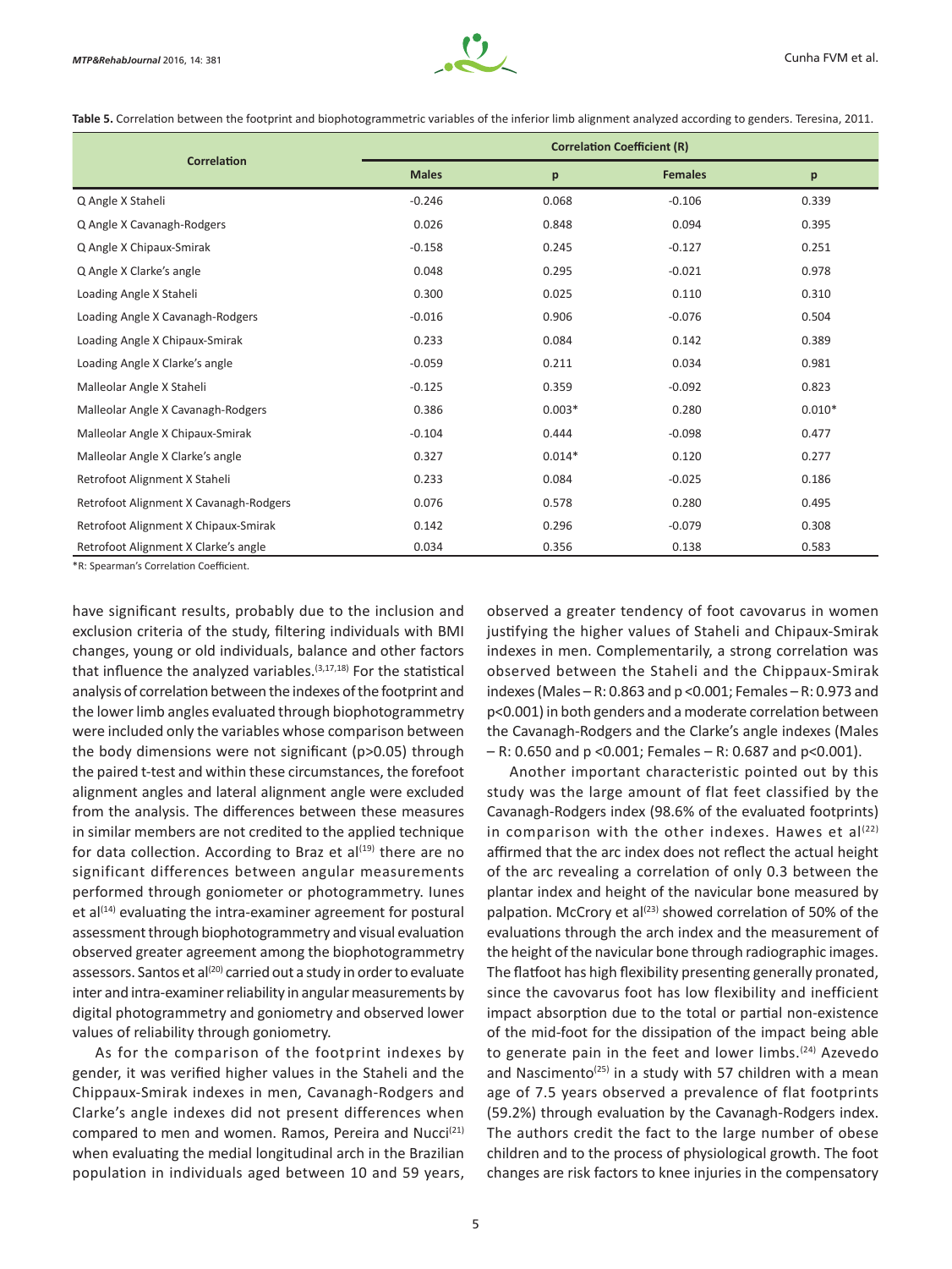**Table 5.** Correlation between the footprint and biophotogrammetric variables of the inferior limb alignment analyzed according to genders. Teresina, 2011.

| Correlation | Correlation Coefficient (R) | | | |
|---|---|---|---|---|
| | Males | p | Females | p |
| Q Angle X Staheli | -0.246 | 0.068 | -0.106 | 0.339 |
| Q Angle X Cavanagh-Rodgers | 0.026 | 0.848 | 0.094 | 0.395 |
| Q Angle X Chipaux-Smirak | -0.158 | 0.245 | -0.127 | 0.251 |
| Q Angle X Clarke's angle | 0.048 | 0.295 | -0.021 | 0.978 |
| Loading Angle X Staheli | 0.300 | 0.025 | 0.110 | 0.310 |
| Loading Angle X Cavanagh-Rodgers | -0.016 | 0.906 | -0.076 | 0.504 |
| Loading Angle X Chipaux-Smirak | 0.233 | 0.084 | 0.142 | 0.389 |
| Loading Angle X Clarke's angle | -0.059 | 0.211 | 0.034 | 0.981 |
| Malleolar Angle X Staheli | -0.125 | 0.359 | -0.092 | 0.823 |
| Malleolar Angle X Cavanagh-Rodgers | 0.386 | 0.003* | 0.280 | 0.010* |
| Malleolar Angle X Chipaux-Smirak | -0.104 | 0.444 | -0.098 | 0.477 |
| Malleolar Angle X Clarke's angle | 0.327 | 0.014* | 0.120 | 0.277 |
| Retrofoot Alignment X Staheli | 0.233 | 0.084 | -0.025 | 0.186 |
| Retrofoot Alignment X Cavanagh-Rodgers | 0.076 | 0.578 | 0.280 | 0.495 |
| Retrofoot Alignment X Chipaux-Smirak | 0.142 | 0.296 | -0.079 | 0.308 |
| Retrofoot Alignment X Clarke's angle | 0.034 | 0.356 | 0.138 | 0.583 |

*R: Spearman's Correlation Coefficient.

have significant results, probably due to the inclusion and exclusion criteria of the study, filtering individuals with BMI changes, young or old individuals, balance and other factors that influence the analyzed variables.[3,17,18] For the statistical analysis of correlation between the indexes of the footprint and the lower limb angles evaluated through biophotogrammetry were included only the variables whose comparison between the body dimensions were not significant (p>0.05) through the paired t-test and within these circumstances, the forefoot alignment angles and lateral alignment angle were excluded from the analysis. The differences between these measures in similar members are not credited to the applied technique for data collection. According to Braz et al[19] there are no significant differences between angular measurements performed through goniometer or photogrammetry. Iunes et al[14] evaluating the intra-examiner agreement for postural assessment through biophotogrammetry and visual evaluation observed greater agreement among the biophotogrammetry assessors. Santos et al[20] carried out a study in order to evaluate inter and intra-examiner reliability in angular measurements by digital photogrammetry and goniometry and observed lower values of reliability through goniometry.

As for the comparison of the footprint indexes by gender, it was verified higher values in the Staheli and the Chippaux-Smirak indexes in men, Cavanagh-Rodgers and Clarke's angle indexes did not present differences when compared to men and women. Ramos, Pereira and Nucci[21] when evaluating the medial longitudinal arch in the Brazilian population in individuals aged between 10 and 59 years, observed a greater tendency of foot cavovarus in women justifying the higher values of Staheli and Chipaux-Smirak indexes in men. Complementarily, a strong correlation was observed between the Staheli and the Chippaux-Smirak indexes (Males – R: 0.863 and p <0.001; Females – R: 0.973 and p<0.001) in both genders and a moderate correlation between the Cavanagh-Rodgers and the Clarke's angle indexes (Males – R: 0.650 and p <0.001; Females – R: 0.687 and p<0.001).

Another important characteristic pointed out by this study was the large amount of flat feet classified by the Cavanagh-Rodgers index (98.6% of the evaluated footprints) in comparison with the other indexes. Hawes et al[22] affirmed that the arc index does not reflect the actual height of the arc revealing a correlation of only 0.3 between the plantar index and height of the navicular bone measured by palpation. McCrory et al[23] showed correlation of 50% of the evaluations through the arch index and the measurement of the height of the navicular bone through radiographic images. The flatfoot has high flexibility presenting generally pronated, since the cavovarus foot has low flexibility and inefficient impact absorption due to the total or partial non-existence of the mid-foot for the dissipation of the impact being able to generate pain in the feet and lower limbs.[24] Azevedo and Nascimento[25] in a study with 57 children with a mean age of 7.5 years observed a prevalence of flat footprints (59.2%) through evaluation by the Cavanagh-Rodgers index. The authors credit the fact to the large number of obese children and to the process of physiological growth. The foot changes are risk factors to knee injuries in the compensatory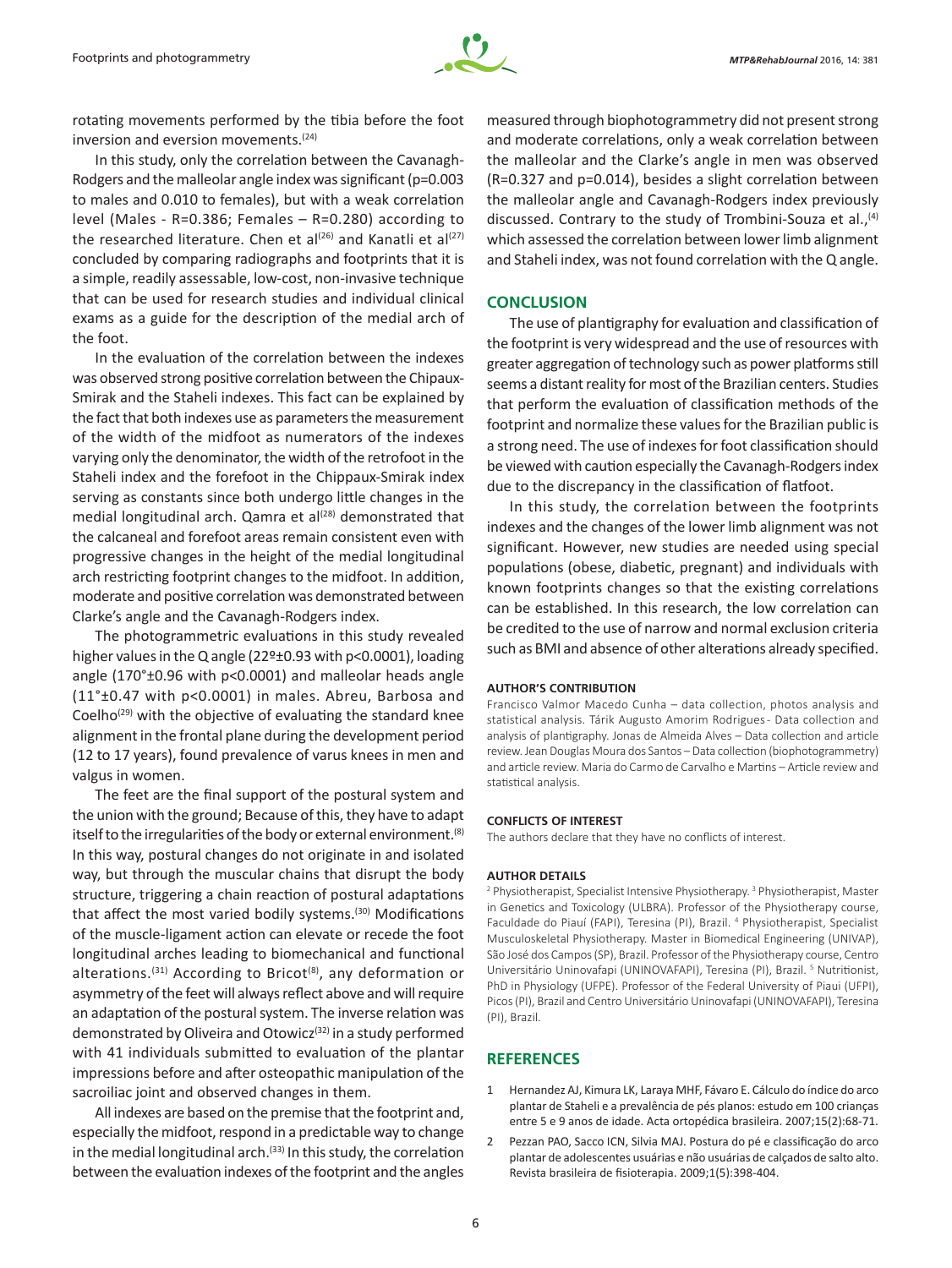rotating movements performed by the tibia before the foot inversion and eversion movements.[24]

In this study, only the correlation between the Cavanagh-Rodgers and the malleolar angle index was significant (p=0.003 to males and 0.010 to females), but with a weak correlation level (Males - R=0.386; Females – R=0.280) according to the researched literature. Chen et al[26] and Kanatli et al[27] concluded by comparing radiographs and footprints that it is a simple, readily assessable, low-cost, non-invasive technique that can be used for research studies and individual clinical exams as a guide for the description of the medial arch of the foot.

In the evaluation of the correlation between the indexes was observed strong positive correlation between the Chipaux-Smirak and the Staheli indexes. This fact can be explained by the fact that both indexes use as parameters the measurement of the width of the midfoot as numerators of the indexes varying only the denominator, the width of the retrofoot in the Staheli index and the forefoot in the Chippaux-Smirak index serving as constants since both undergo little changes in the medial longitudinal arch. Qamra et al[28] demonstrated that the calcaneal and forefoot areas remain consistent even with progressive changes in the height of the medial longitudinal arch restricting footprint changes to the midfoot. In addition, moderate and positive correlation was demonstrated between Clarke's angle and the Cavanagh-Rodgers index.

The photogrammetric evaluations in this study revealed higher values in the Q angle (22º±0.93 with p<0.0001), loading angle (170°±0.96 with p<0.0001) and malleolar heads angle (11°±0.47 with p<0.0001) in males. Abreu, Barbosa and Coelho[29] with the objective of evaluating the standard knee alignment in the frontal plane during the development period (12 to 17 years), found prevalence of varus knees in men and valgus in women.

The feet are the final support of the postural system and the union with the ground; Because of this, they have to adapt itself to the irregularities of the body or external environment.[8] In this way, postural changes do not originate in and isolated way, but through the muscular chains that disrupt the body structure, triggering a chain reaction of postural adaptations that affect the most varied bodily systems.[30] Modifications of the muscle-ligament action can elevate or recede the foot longitudinal arches leading to biomechanical and functional alterations.[31] According to Bricot[8], any deformation or asymmetry of the feet will always reflect above and will require an adaptation of the postural system. The inverse relation was demonstrated by Oliveira and Otowicz[32] in a study performed with 41 individuals submitted to evaluation of the plantar impressions before and after osteopathic manipulation of the sacroiliac joint and observed changes in them.

All indexes are based on the premise that the footprint and, especially the midfoot, respond in a predictable way to change in the medial longitudinal arch.[33] In this study, the correlation between the evaluation indexes of the footprint and the angles measured through biophotogrammetry did not present strong and moderate correlations, only a weak correlation between the malleolar and the Clarke's angle in men was observed (R=0.327 and p=0.014), besides a slight correlation between the malleolar angle and Cavanagh-Rodgers index previously discussed. Contrary to the study of Trombini-Souza et al.,[4] which assessed the correlation between lower limb alignment and Staheli index, was not found correlation with the Q angle.

## CONCLUSION

The use of plantigraphy for evaluation and classification of the footprint is very widespread and the use of resources with greater aggregation of technology such as power platforms still seems a distant reality for most of the Brazilian centers. Studies that perform the evaluation of classification methods of the footprint and normalize these values for the Brazilian public is a strong need. The use of indexes for foot classification should be viewed with caution especially the Cavanagh-Rodgers index due to the discrepancy in the classification of flatfoot.

In this study, the correlation between the footprints indexes and the changes of the lower limb alignment was not significant. However, new studies are needed using special populations (obese, diabetic, pregnant) and individuals with known footprints changes so that the existing correlations can be established. In this research, the low correlation can be credited to the use of narrow and normal exclusion criteria such as BMI and absence of other alterations already specified.

#### AUTHOR'S CONTRIBUTION

Francisco Valmor Macedo Cunha – data collection, photos analysis and statistical analysis. Tárik Augusto Amorim Rodrigues - Data collection and analysis of plantigraphy. Jonas de Almeida Alves – Data collection and article review. Jean Douglas Moura dos Santos – Data collection (biophotogrammetry) and article review. Maria do Carmo de Carvalho e Martins – Article review and statistical analysis.

#### CONFLICTS OF INTEREST

The authors declare that they have no conflicts of interest.

#### AUTHOR DETAILS

[2] Physiotherapist, Specialist Intensive Physiotherapy. [3] Physiotherapist, Master in Genetics and Toxicology (ULBRA). Professor of the Physiotherapy course, Faculdade do Piauí (FAPI), Teresina (PI), Brazil. [4] Physiotherapist, Specialist Musculoskeletal Physiotherapy. Master in Biomedical Engineering (UNIVAP), São José dos Campos (SP), Brazil. Professor of the Physiotherapy course, Centro Universitário Uninovafapi (UNINOVAFAPI), Teresina (PI), Brazil. [5] Nutritionist, PhD in Physiology (UFPE). Professor of the Federal University of Piaui (UFPI), Picos (PI), Brazil and Centro Universitário Uninovafapi (UNINOVAFAPI), Teresina (PI), Brazil.

## REFERENCES

1. Hernandez AJ, Kimura LK, Laraya MHF, Fávaro E. Cálculo do índice do arco plantar de Staheli e a prevalência de pés planos: estudo em 100 crianças entre 5 e 9 anos de idade. Acta ortopédica brasileira. 2007;15(2):68-71.
2. Pezzan PAO, Sacco ICN, Silvia MAJ. Postura do pé e classificação do arco plantar de adolescentes usuárias e não usuárias de calçados de salto alto. Revista brasileira de fisioterapia. 2009;1(5):398-404.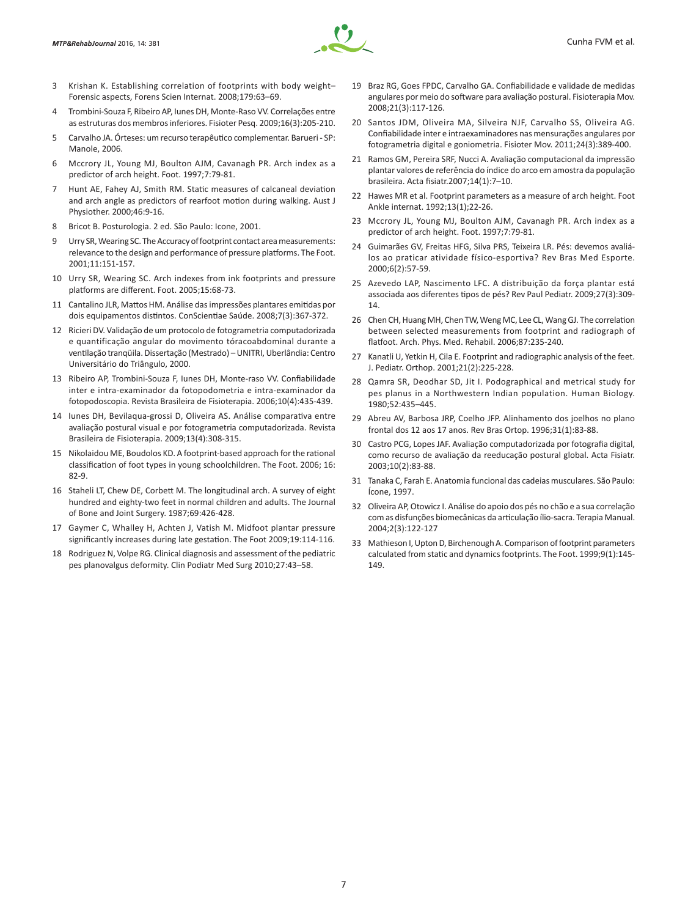3 Krishan K. Establishing correlation of footprints with body weight–Forensic aspects, Forens Scien Internat. 2008;179:63–69.

4 Trombini-Souza F, Ribeiro AP, Iunes DH, Monte-Raso VV. Correlações entre as estruturas dos membros inferiores. Fisioter Pesq. 2009;16(3):205-210.

5 Carvalho JA. Órteses: um recurso terapêutico complementar. Barueri - SP: Manole, 2006.

6 Mccrory JL, Young MJ, Boulton AJM, Cavanagh PR. Arch index as a predictor of arch height. Foot. 1997;7:79-81.

7 Hunt AE, Fahey AJ, Smith RM. Static measures of calcaneal deviation and arch angle as predictors of rearfoot motion during walking. Aust J Physiother. 2000;46:9-16.

8 Bricot B. Posturologia. 2 ed. São Paulo: Icone, 2001.

9 Urry SR, Wearing SC. The Accuracy of footprint contact area measurements: relevance to the design and performance of pressure platforms. The Foot. 2001;11:151-157.

10 Urry SR, Wearing SC. Arch indexes from ink footprints and pressure platforms are different. Foot. 2005;15:68-73.

11 Cantalino JLR, Mattos HM. Análise das impressões plantares emitidas por dois equipamentos distintos. ConScientiae Saúde. 2008;7(3):367-372.

12 Ricieri DV. Validação de um protocolo de fotogrametria computadorizada e quantificação angular do movimento tóracoabdominal durante a ventilação tranqüila. Dissertação (Mestrado) – UNITRI, Uberlândia: Centro Universitário do Triângulo, 2000.

13 Ribeiro AP, Trombini-Souza F, Iunes DH, Monte-raso VV. Confiabilidade inter e intra-examinador da fotopodometria e intra-examinador da fotopodoscopia. Revista Brasileira de Fisioterapia. 2006;10(4):435-439.

14 Iunes DH, Bevilaqua-grossi D, Oliveira AS. Análise comparativa entre avaliação postural visual e por fotogrametria computadorizada. Revista Brasileira de Fisioterapia. 2009;13(4):308-315.

15 Nikolaidou ME, Boudolos KD. A footprint-based approach for the rational classification of foot types in young schoolchildren. The Foot. 2006; 16: 82-9.

16 Staheli LT, Chew DE, Corbett M. The longitudinal arch. A survey of eight hundred and eighty-two feet in normal children and adults. The Journal of Bone and Joint Surgery. 1987;69:426-428.

17 Gaymer C, Whalley H, Achten J, Vatish M. Midfoot plantar pressure significantly increases during late gestation. The Foot 2009;19:114-116.

18 Rodriguez N, Volpe RG. Clinical diagnosis and assessment of the pediatric pes planovalgus deformity. Clin Podiatr Med Surg 2010;27:43–58.

19 Braz RG, Goes FPDC, Carvalho GA. Confiabilidade e validade de medidas angulares por meio do software para avaliação postural. Fisioterapia Mov. 2008;21(3):117-126.

20 Santos JDM, Oliveira MA, Silveira NJF, Carvalho SS, Oliveira AG. Confiabilidade inter e intraexaminadores nas mensurações angulares por fotogrametria digital e goniometria. Fisioter Mov. 2011;24(3):389-400.

21 Ramos GM, Pereira SRF, Nucci A. Avaliação computacional da impressão plantar valores de referência do índice do arco em amostra da população brasileira. Acta fisiatr.2007;14(1):7–10.

22 Hawes MR et al. Footprint parameters as a measure of arch height. Foot Ankle internat. 1992;13(1);22-26.

23 Mccrory JL, Young MJ, Boulton AJM, Cavanagh PR. Arch index as a predictor of arch height. Foot. 1997;7:79-81.

24 Guimarães GV, Freitas HFG, Silva PRS, Teixeira LR. Pés: devemos avaliá-los ao praticar atividade físico-esportiva? Rev Bras Med Esporte. 2000;6(2):57-59.

25 Azevedo LAP, Nascimento LFC. A distribuição da força plantar está associada aos diferentes tipos de pés? Rev Paul Pediatr. 2009;27(3):309-14.

26 Chen CH, Huang MH, Chen TW, Weng MC, Lee CL, Wang GJ. The correlation between selected measurements from footprint and radiograph of flatfoot. Arch. Phys. Med. Rehabil. 2006;87:235-240.

27 Kanatli U, Yetkin H, Cila E. Footprint and radiographic analysis of the feet. J. Pediatr. Orthop. 2001;21(2):225-228.

28 Qamra SR, Deodhar SD, Jit I. Podographical and metrical study for pes planus in a Northwestern Indian population. Human Biology. 1980;52:435–445.

29 Abreu AV, Barbosa JRP, Coelho JFP. Alinhamento dos joelhos no plano frontal dos 12 aos 17 anos. Rev Bras Ortop. 1996;31(1):83-88.

30 Castro PCG, Lopes JAF. Avaliação computadorizada por fotografia digital, como recurso de avaliação da reeducação postural global. Acta Fisiatr. 2003;10(2):83-88.

31 Tanaka C, Farah E. Anatomia funcional das cadeias musculares. São Paulo: Ícone, 1997.

32 Oliveira AP, Otowicz I. Análise do apoio dos pés no chão e a sua correlação com as disfunções biomecânicas da articulação ílio-sacra. Terapia Manual. 2004;2(3):122-127

33 Mathieson I, Upton D, Birchenough A. Comparison of footprint parameters calculated from static and dynamics footprints. The Foot. 1999;9(1):145-149.